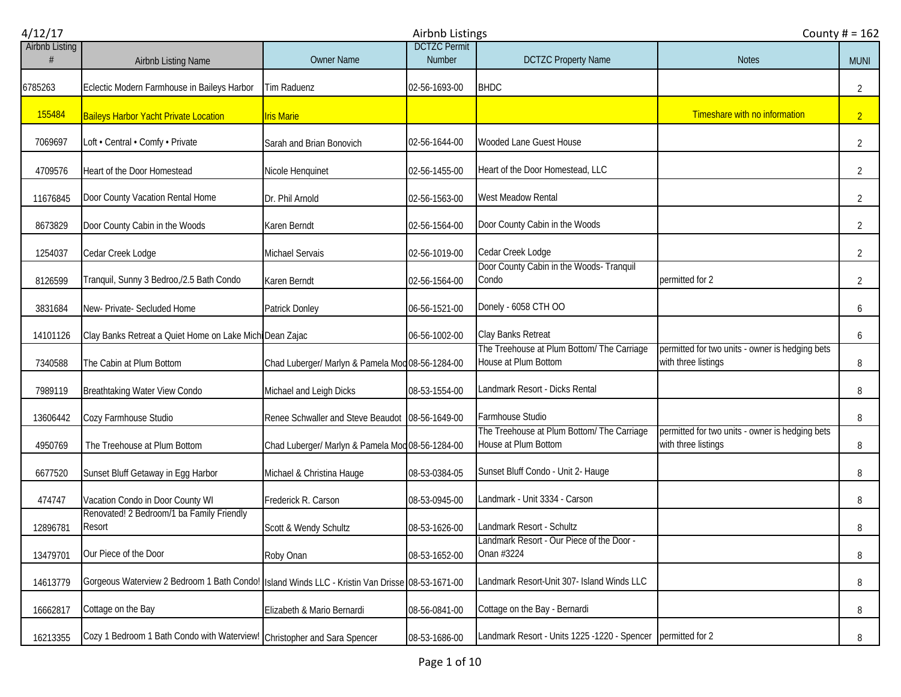4/12/17 Airbnb Listings County # = 162

| Airbnb Listing # | Airbnb Listing Name | Owner Name | DCTZC Permit Number | DCTZC Property Name | Notes | MUNI |
|---|---|---|---|---|---|---|
| 6785263 | Eclectic Modern Farmhouse in Baileys Harbor | Tim Raduenz | 02-56-1693-00 | BHDC | | 2 |
| 155484 | Baileys Harbor Yacht Private Location | Iris Marie | | | Timeshare with no information | 2 |
| 7069697 | Loft • Central • Comfy • Private | Sarah and Brian Bonovich | 02-56-1644-00 | Wooded Lane Guest House | | 2 |
| 4709576 | Heart of the Door Homestead | Nicole Henquinet | 02-56-1455-00 | Heart of the Door Homestead, LLC | | 2 |
| 11676845 | Door County Vacation Rental Home | Dr. Phil Arnold | 02-56-1563-00 | West Meadow Rental | | 2 |
| 8673829 | Door County Cabin in the Woods | Karen Berndt | 02-56-1564-00 | Door County Cabin in the Woods | | 2 |
| 1254037 | Cedar Creek Lodge | Michael Servais | 02-56-1019-00 | Cedar Creek Lodge | | 2 |
| 8126599 | Tranquil, Sunny 3 Bedroo,/2.5 Bath Condo | Karen Berndt | 02-56-1564-00 | Door County Cabin in the Woods- Tranquil Condo | permitted for 2 | 2 |
| 3831684 | New- Private- Secluded Home | Patrick Donley | 06-56-1521-00 | Donely - 6058 CTH OO | | 6 |
| 14101126 | Clay Banks Retreat a Quiet Home on Lake Michi | Dean Zajac | 06-56-1002-00 | Clay Banks Retreat | | 6 |
| 7340588 | The Cabin at Plum Bottom | Chad Luberger/ Marlyn & Pamela Mod | 08-56-1284-00 | The Treehouse at Plum Bottom/ The Carriage House at Plum Bottom | permitted for two units - owner is hedging bets with three listings | 8 |
| 7989119 | Breathtaking Water View Condo | Michael and Leigh Dicks | 08-53-1554-00 | Landmark Resort - Dicks Rental | | 8 |
| 13606442 | Cozy Farmhouse Studio | Renee Schwaller and Steve Beaudot | 08-56-1649-00 | Farmhouse Studio | | 8 |
| 4950769 | The Treehouse at Plum Bottom | Chad Luberger/ Marlyn & Pamela Mod | 08-56-1284-00 | The Treehouse at Plum Bottom/ The Carriage House at Plum Bottom | permitted for two units - owner is hedging bets with three listings | 8 |
| 6677520 | Sunset Bluff Getaway in Egg Harbor | Michael & Christina Hauge | 08-53-0384-05 | Sunset Bluff Condo - Unit 2- Hauge | | 8 |
| 474747 | Vacation Condo in Door County WI | Frederick R. Carson | 08-53-0945-00 | Landmark - Unit 3334 - Carson | | 8 |
| 12896781 | Renovated! 2 Bedroom/1 ba Family Friendly Resort | Scott & Wendy Schultz | 08-53-1626-00 | Landmark Resort - Schultz | | 8 |
| 13479701 | Our Piece of the Door | Roby Onan | 08-53-1652-00 | Landmark Resort - Our Piece of the Door - Onan #3224 | | 8 |
| 14613779 | Gorgeous Waterview 2 Bedroom 1 Bath Condo! | Island Winds LLC - Kristin Van Drisse | 08-53-1671-00 | Landmark Resort-Unit 307- Island Winds LLC | | 8 |
| 16662817 | Cottage on the Bay | Elizabeth & Mario Bernardi | 08-56-0841-00 | Cottage on the Bay - Bernardi | | 8 |
| 16213355 | Cozy 1 Bedroom 1 Bath Condo with Waterview! | Christopher and Sara Spencer | 08-53-1686-00 | Landmark Resort - Units 1225 -1220 - Spencer | permitted for 2 | 8 |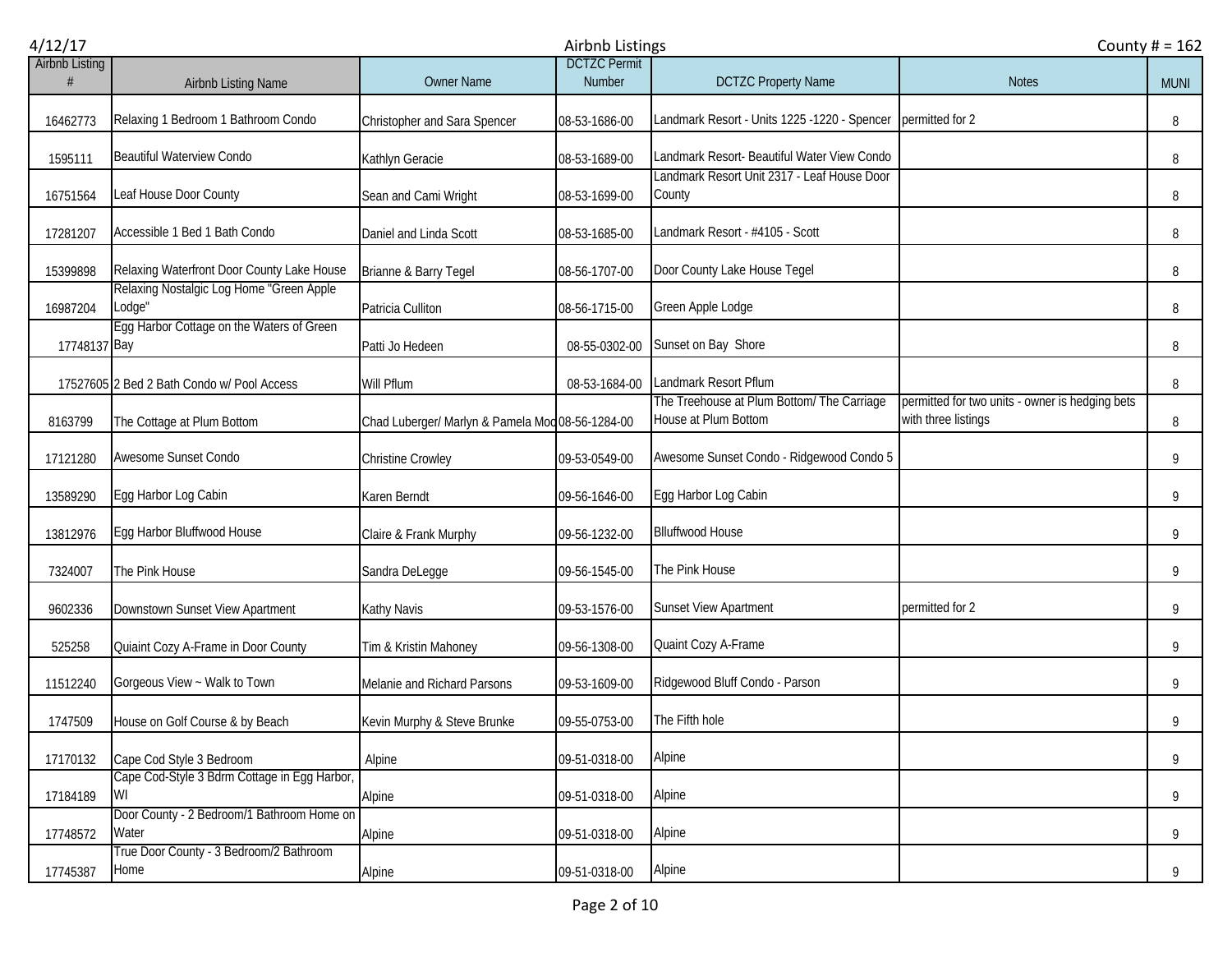| Airbnb Listing # | Airbnb Listing Name | Owner Name | DCTZC Permit Number | DCTZC Property Name | Notes | MUNI |
|---|---|---|---|---|---|---|
| 16462773 | Relaxing 1 Bedroom 1 Bathroom Condo | Christopher and Sara Spencer | 08-53-1686-00 | Landmark Resort - Units 1225 -1220 - Spencer | permitted for 2 | 8 |
| 1595111 | Beautiful Waterview Condo | Kathlyn Geracie | 08-53-1689-00 | Landmark Resort- Beautiful Water View Condo | | 8 |
| 16751564 | Leaf House Door County | Sean and Cami Wright | 08-53-1699-00 | Landmark Resort Unit 2317 - Leaf House Door County | | 8 |
| 17281207 | Accessible 1 Bed 1 Bath Condo | Daniel and Linda Scott | 08-53-1685-00 | Landmark Resort - #4105 - Scott | | 8 |
| 15399898 | Relaxing Waterfront Door County Lake House | Brianne & Barry Tegel | 08-56-1707-00 | Door County Lake House Tegel | | 8 |
| 16987204 | Relaxing Nostalgic Log Home "Green Apple Lodge" | Patricia Culliton | 08-56-1715-00 | Green Apple Lodge | | 8 |
| 17748137 | Egg Harbor Cottage on the Waters of Green Bay | Patti Jo Hedeen | 08-55-0302-00 | Sunset on Bay Shore | | 8 |
| 17527605 | 2 Bed 2 Bath Condo w/ Pool Access | Will Pflum | 08-53-1684-00 | Landmark Resort Pflum | | 8 |
| 8163799 | The Cottage at Plum Bottom | Chad Luberger/ Marlyn & Pamela Moo | 08-56-1284-00 | The Treehouse at Plum Bottom/ The Carriage House at Plum Bottom | permitted for two units - owner is hedging bets with three listings | 8 |
| 17121280 | Awesome Sunset Condo | Christine Crowley | 09-53-0549-00 | Awesome Sunset Condo - Ridgewood Condo 5 | | 9 |
| 13589290 | Egg Harbor Log Cabin | Karen Berndt | 09-56-1646-00 | Egg Harbor Log Cabin | | 9 |
| 13812976 | Egg Harbor Bluffwood House | Claire & Frank Murphy | 09-56-1232-00 | Blluffwood House | | 9 |
| 7324007 | The Pink House | Sandra DeLegge | 09-56-1545-00 | The Pink House | | 9 |
| 9602336 | Downtown Sunset View Apartment | Kathy Navis | 09-53-1576-00 | Sunset View Apartment | permitted for 2 | 9 |
| 525258 | Quiaint Cozy A-Frame in Door County | Tim & Kristin Mahoney | 09-56-1308-00 | Quaint Cozy A-Frame | | 9 |
| 11512240 | Gorgeous View ~ Walk to Town | Melanie and Richard Parsons | 09-53-1609-00 | Ridgewood Bluff Condo - Parson | | 9 |
| 1747509 | House on Golf Course & by Beach | Kevin Murphy & Steve Brunke | 09-55-0753-00 | The Fifth hole | | 9 |
| 17170132 | Cape Cod Style 3 Bedroom | Alpine | 09-51-0318-00 | Alpine | | 9 |
| 17184189 | Cape Cod-Style 3 Bdrm Cottage in Egg Harbor, WI | Alpine | 09-51-0318-00 | Alpine | | 9 |
| 17748572 | Door County - 2 Bedroom/1 Bathroom Home on Water | Alpine | 09-51-0318-00 | Alpine | | 9 |
| 17745387 | True Door County - 3 Bedroom/2 Bathroom Home | Alpine | 09-51-0318-00 | Alpine | | 9 |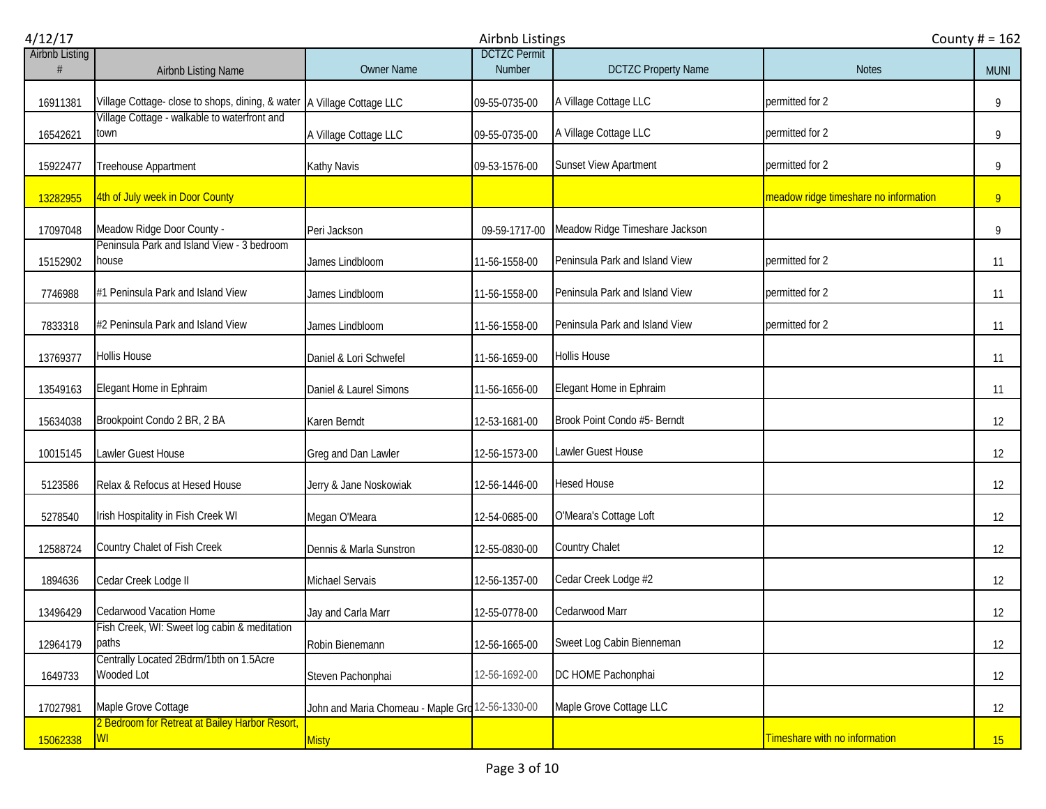| Airbnb Listing # | Airbnb Listing Name | Owner Name | DCTZC Permit Number | DCTZC Property Name | Notes | MUNI |
|---|---|---|---|---|---|---|
| 16911381 | Village Cottage- close to shops, dining, & water | A Village Cottage LLC | 09-55-0735-00 | A Village Cottage LLC | permitted for 2 | 9 |
| 16542621 | Village Cottage - walkable to waterfront and town | A Village Cottage LLC | 09-55-0735-00 | A Village Cottage LLC | permitted for 2 | 9 |
| 15922477 | Treehouse Appartment | Kathy Navis | 09-53-1576-00 | Sunset View Apartment | permitted for 2 | 9 |
| 13282955 | 4th of July week in Door County | | | | meadow ridge timeshare no information | 9 |
| 17097048 | Meadow Ridge Door County - | Peri Jackson | 09-59-1717-00 | Meadow Ridge Timeshare Jackson | | 9 |
| 15152902 | Peninsula Park and Island View - 3 bedroom house | James Lindbloom | 11-56-1558-00 | Peninsula Park and Island View | permitted for 2 | 11 |
| 7746988 | #1 Peninsula Park and Island View | James Lindbloom | 11-56-1558-00 | Peninsula Park and Island View | permitted for 2 | 11 |
| 7833318 | #2 Peninsula Park and Island View | James Lindbloom | 11-56-1558-00 | Peninsula Park and Island View | permitted for 2 | 11 |
| 13769377 | Hollis House | Daniel & Lori Schwefel | 11-56-1659-00 | Hollis House | | 11 |
| 13549163 | Elegant Home in Ephraim | Daniel & Laurel Simons | 11-56-1656-00 | Elegant Home in Ephraim | | 11 |
| 15634038 | Brookpoint Condo 2 BR, 2 BA | Karen Berndt | 12-53-1681-00 | Brook Point Condo #5- Berndt | | 12 |
| 10015145 | Lawler Guest House | Greg and Dan Lawler | 12-56-1573-00 | Lawler Guest House | | 12 |
| 5123586 | Relax & Refocus at Hesed House | Jerry & Jane Noskowiak | 12-56-1446-00 | Hesed House | | 12 |
| 5278540 | Irish Hospitality in Fish Creek WI | Megan O'Meara | 12-54-0685-00 | O'Meara's Cottage Loft | | 12 |
| 12588724 | Country Chalet of Fish Creek | Dennis & Marla Sunstron | 12-55-0830-00 | Country Chalet | | 12 |
| 1894636 | Cedar Creek Lodge II | Michael Servais | 12-56-1357-00 | Cedar Creek Lodge #2 | | 12 |
| 13496429 | Cedarwood Vacation Home | Jay and Carla Marr | 12-55-0778-00 | Cedarwood Marr | | 12 |
| 12964179 | Fish Creek, WI: Sweet log cabin & meditation paths | Robin Bienemann | 12-56-1665-00 | Sweet Log Cabin Bienneman | | 12 |
| 1649733 | Centrally Located 2Bdrm/1bth on 1.5Acre Wooded Lot | Steven Pachonphai | 12-56-1692-00 | DC HOME Pachonphai | | 12 |
| 17027981 | Maple Grove Cottage | John and Maria Chomeau - Maple Gro | 12-56-1330-00 | Maple Grove Cottage LLC | | 12 |
| 15062338 | 2 Bedroom for Retreat at Bailey Harbor Resort, WI | Misty | | | Timeshare with no information | 15 |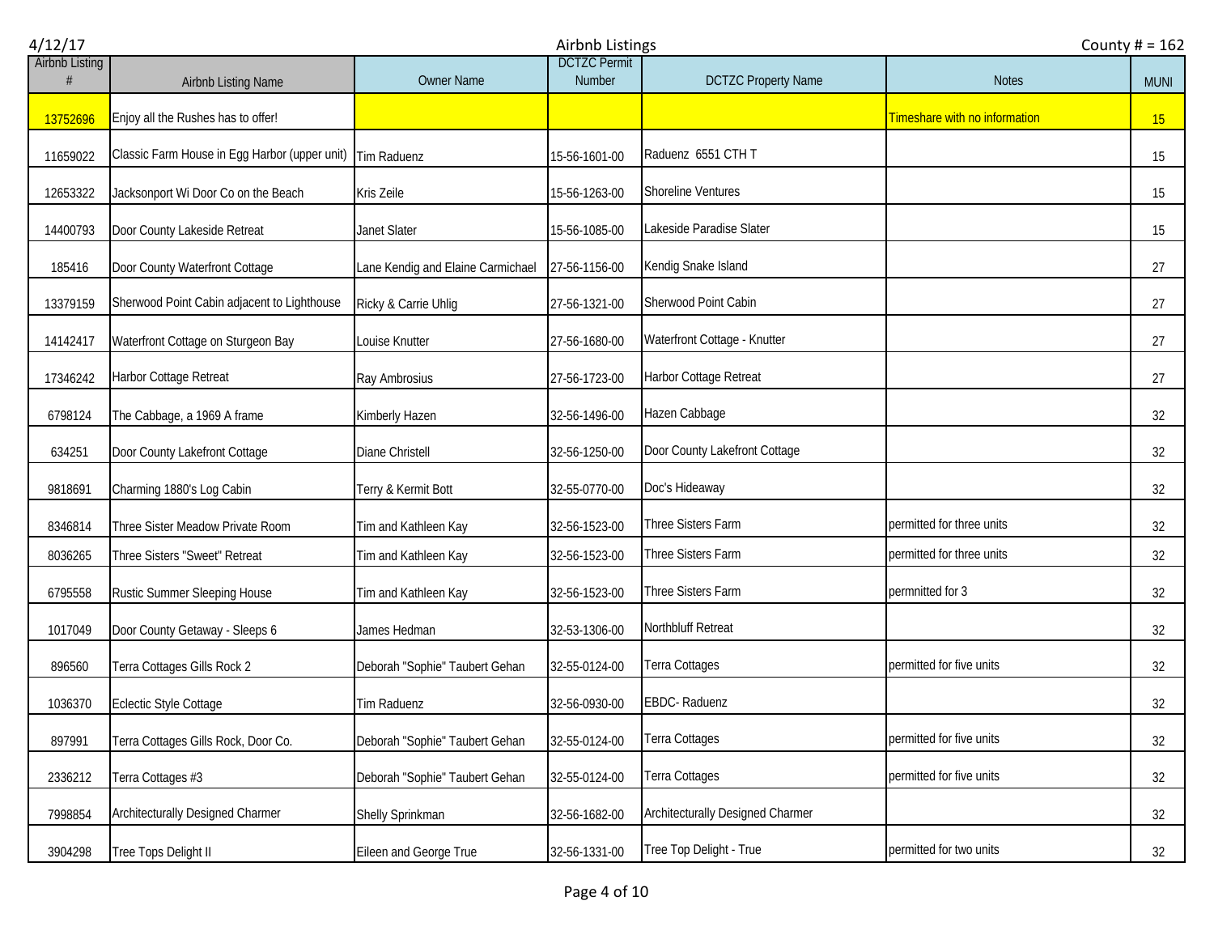| Airbnb Listing # | Airbnb Listing Name | Owner Name | DCTZC Permit Number | DCTZC Property Name | Notes | MUNI |
|---|---|---|---|---|---|---|
| 13752696 | Enjoy all the Rushes has to offer! | | | | Timeshare with no information | 15 |
| 11659022 | Classic Farm House in Egg Harbor (upper unit) | Tim Raduenz | 15-56-1601-00 | Raduenz 6551 CTH T | | 15 |
| 12653322 | Jacksonport Wi Door Co on the Beach | Kris Zeile | 15-56-1263-00 | Shoreline Ventures | | 15 |
| 14400793 | Door County Lakeside Retreat | Janet Slater | 15-56-1085-00 | Lakeside Paradise Slater | | 15 |
| 185416 | Door County Waterfront Cottage | Lane Kendig and Elaine Carmichael | 27-56-1156-00 | Kendig Snake Island | | 27 |
| 13379159 | Sherwood Point Cabin adjacent to Lighthouse | Ricky & Carrie Uhlig | 27-56-1321-00 | Sherwood Point Cabin | | 27 |
| 14142417 | Waterfront Cottage on Sturgeon Bay | Louise Knutter | 27-56-1680-00 | Waterfront Cottage - Knutter | | 27 |
| 17346242 | Harbor Cottage Retreat | Ray Ambrosius | 27-56-1723-00 | Harbor Cottage Retreat | | 27 |
| 6798124 | The Cabbage, a 1969 A frame | Kimberly Hazen | 32-56-1496-00 | Hazen Cabbage | | 32 |
| 634251 | Door County Lakefront Cottage | Diane Christell | 32-56-1250-00 | Door County Lakefront Cottage | | 32 |
| 9818691 | Charming 1880's Log Cabin | Terry & Kermit Bott | 32-55-0770-00 | Doc's Hideaway | | 32 |
| 8346814 | Three Sister Meadow Private Room | Tim and Kathleen Kay | 32-56-1523-00 | Three Sisters Farm | permitted for three units | 32 |
| 8036265 | Three Sisters "Sweet" Retreat | Tim and Kathleen Kay | 32-56-1523-00 | Three Sisters Farm | permitted for three units | 32 |
| 6795558 | Rustic Summer Sleeping House | Tim and Kathleen Kay | 32-56-1523-00 | Three Sisters Farm | permnitted for 3 | 32 |
| 1017049 | Door County Getaway - Sleeps 6 | James Hedman | 32-53-1306-00 | Northbluff Retreat | | 32 |
| 896560 | Terra Cottages Gills Rock 2 | Deborah "Sophie" Taubert Gehan | 32-55-0124-00 | Terra Cottages | permitted for five units | 32 |
| 1036370 | Eclectic Style Cottage | Tim Raduenz | 32-56-0930-00 | EBDC- Raduenz | | 32 |
| 897991 | Terra Cottages Gills Rock, Door Co. | Deborah "Sophie" Taubert Gehan | 32-55-0124-00 | Terra Cottages | permitted for five units | 32 |
| 2336212 | Terra Cottages #3 | Deborah "Sophie" Taubert Gehan | 32-55-0124-00 | Terra Cottages | permitted for five units | 32 |
| 7998854 | Architecturally Designed Charmer | Shelly Sprinkman | 32-56-1682-00 | Architecturally Designed Charmer | | 32 |
| 3904298 | Tree Tops Delight II | Eileen and George True | 32-56-1331-00 | Tree Top Delight - True | permitted for two units | 32 |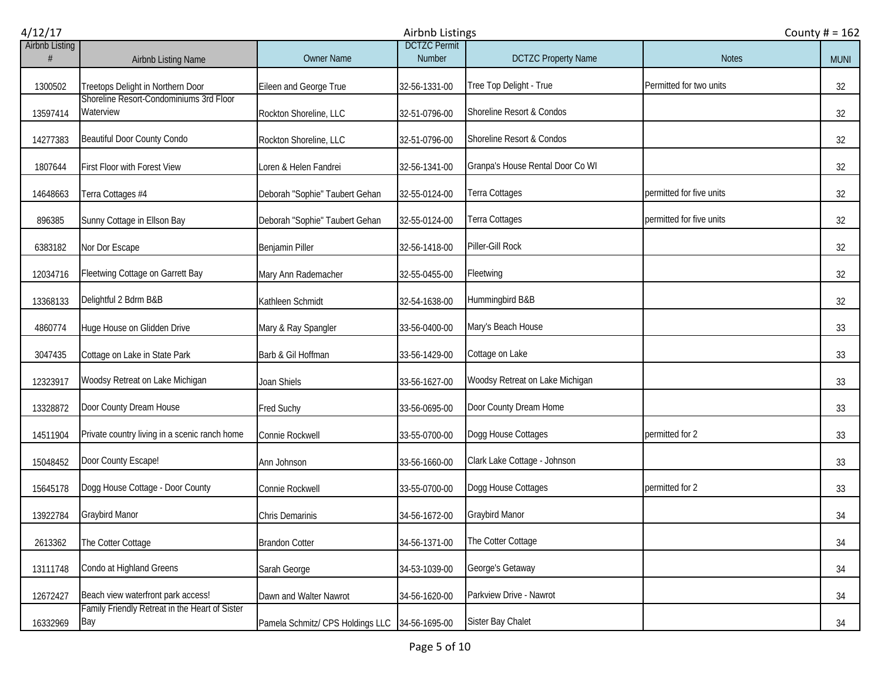| Airbnb Listing # | Airbnb Listing Name | Owner Name | DCTZC Permit Number | DCTZC Property Name | Notes | MUNI |
|---|---|---|---|---|---|---|
| 1300502 | Treetops Delight in Northern Door | Eileen and George True | 32-56-1331-00 | Tree Top Delight - True | Permitted for two units | 32 |
| 13597414 | Shoreline Resort-Condominiums 3rd Floor Waterview | Rockton Shoreline, LLC | 32-51-0796-00 | Shoreline Resort & Condos | | 32 |
| 14277383 | Beautiful Door County Condo | Rockton Shoreline, LLC | 32-51-0796-00 | Shoreline Resort & Condos | | 32 |
| 1807644 | First Floor with Forest View | Loren & Helen Fandrei | 32-56-1341-00 | Granpa's House Rental Door Co WI | | 32 |
| 14648663 | Terra Cottages #4 | Deborah "Sophie" Taubert Gehan | 32-55-0124-00 | Terra Cottages | permitted for five units | 32 |
| 896385 | Sunny Cottage in Ellson Bay | Deborah "Sophie" Taubert Gehan | 32-55-0124-00 | Terra Cottages | permitted for five units | 32 |
| 6383182 | Nor Dor Escape | Benjamin Piller | 32-56-1418-00 | Piller-Gill Rock | | 32 |
| 12034716 | Fleetwing Cottage on Garrett Bay | Mary Ann Rademacher | 32-55-0455-00 | Fleetwing | | 32 |
| 13368133 | Delightful 2 Bdrm B&B | Kathleen Schmidt | 32-54-1638-00 | Hummingbird B&B | | 32 |
| 4860774 | Huge House on Glidden Drive | Mary & Ray Spangler | 33-56-0400-00 | Mary's Beach House | | 33 |
| 3047435 | Cottage on Lake in State Park | Barb & Gil Hoffman | 33-56-1429-00 | Cottage on Lake | | 33 |
| 12323917 | Woodsy Retreat on Lake Michigan | Joan Shiels | 33-56-1627-00 | Woodsy Retreat on Lake Michigan | | 33 |
| 13328872 | Door County Dream House | Fred Suchy | 33-56-0695-00 | Door County Dream Home | | 33 |
| 14511904 | Private country living in a scenic ranch home | Connie Rockwell | 33-55-0700-00 | Dogg House Cottages | permitted for 2 | 33 |
| 15048452 | Door County Escape! | Ann Johnson | 33-56-1660-00 | Clark Lake Cottage - Johnson | | 33 |
| 15645178 | Dogg House Cottage - Door County | Connie Rockwell | 33-55-0700-00 | Dogg House Cottages | permitted for 2 | 33 |
| 13922784 | Graybird Manor | Chris Demarinis | 34-56-1672-00 | Graybird Manor | | 34 |
| 2613362 | The Cotter Cottage | Brandon Cotter | 34-56-1371-00 | The Cotter Cottage | | 34 |
| 13111748 | Condo at Highland Greens | Sarah George | 34-53-1039-00 | George's Getaway | | 34 |
| 12672427 | Beach view waterfront park access! | Dawn and Walter Nawrot | 34-56-1620-00 | Parkview Drive - Nawrot | | 34 |
| 16332969 | Family Friendly Retreat in the Heart of Sister Bay | Pamela Schmitz/ CPS Holdings LLC | 34-56-1695-00 | Sister Bay Chalet | | 34 |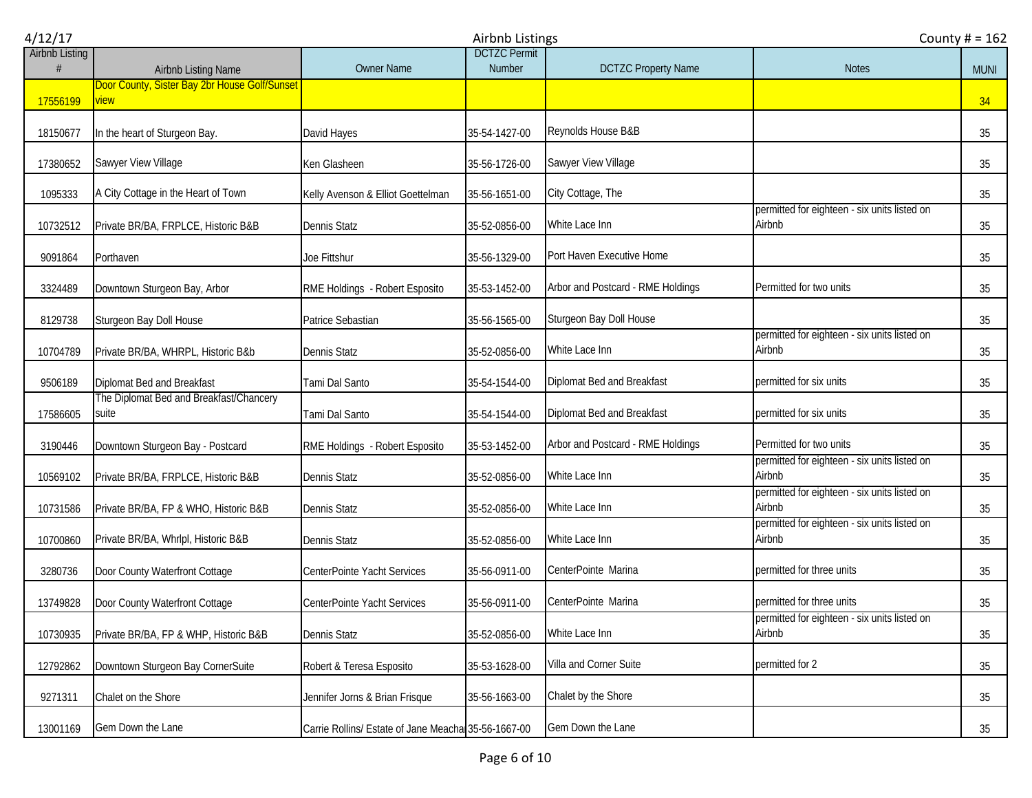| Airbnb Listing # | Airbnb Listing Name | Owner Name | DCTZC Permit Number | DCTZC Property Name | Notes | MUNI |
|---|---|---|---|---|---|---|
| 17556199 | Door County, Sister Bay 2br House Golf/Sunset view | | | | | 34 |
| 18150677 | In the heart of Sturgeon Bay. | David Hayes | 35-54-1427-00 | Reynolds House B&B | | 35 |
| 17380652 | Sawyer View Village | Ken Glasheen | 35-56-1726-00 | Sawyer View Village | | 35 |
| 1095333 | A City Cottage in the Heart of Town | Kelly Avenson & Elliot Goettelman | 35-56-1651-00 | City Cottage, The | | 35 |
| 10732512 | Private BR/BA, FRPLCE, Historic B&B | Dennis Statz | 35-52-0856-00 | White Lace Inn | permitted for eighteen - six units listed on Airbnb | 35 |
| 9091864 | Porthaven | Joe Fittshur | 35-56-1329-00 | Port Haven Executive Home | | 35 |
| 3324489 | Downtown Sturgeon Bay, Arbor | RME Holdings - Robert Esposito | 35-53-1452-00 | Arbor and Postcard - RME Holdings | Permitted for two units | 35 |
| 8129738 | Sturgeon Bay Doll House | Patrice Sebastian | 35-56-1565-00 | Sturgeon Bay Doll House | | 35 |
| 10704789 | Private BR/BA, WHRPL, Historic B&b | Dennis Statz | 35-52-0856-00 | White Lace Inn | permitted for eighteen - six units listed on Airbnb | 35 |
| 9506189 | Diplomat Bed and Breakfast | Tami Dal Santo | 35-54-1544-00 | Diplomat Bed and Breakfast | permitted for six units | 35 |
| 17586605 | The Diplomat Bed and Breakfast/Chancery suite | Tami Dal Santo | 35-54-1544-00 | Diplomat Bed and Breakfast | permitted for six units | 35 |
| 3190446 | Downtown Sturgeon Bay - Postcard | RME Holdings - Robert Esposito | 35-53-1452-00 | Arbor and Postcard - RME Holdings | Permitted for two units | 35 |
| 10569102 | Private BR/BA, FRPLCE, Historic B&B | Dennis Statz | 35-52-0856-00 | White Lace Inn | permitted for eighteen - six units listed on Airbnb | 35 |
| 10731586 | Private BR/BA, FP & WHO, Historic B&B | Dennis Statz | 35-52-0856-00 | White Lace Inn | permitted for eighteen - six units listed on Airbnb | 35 |
| 10700860 | Private BR/BA, Whrlpl, Historic B&B | Dennis Statz | 35-52-0856-00 | White Lace Inn | permitted for eighteen - six units listed on Airbnb | 35 |
| 3280736 | Door County Waterfront Cottage | CenterPointe Yacht Services | 35-56-0911-00 | CenterPointe Marina | permitted for three units | 35 |
| 13749828 | Door County Waterfront Cottage | CenterPointe Yacht Services | 35-56-0911-00 | CenterPointe Marina | permitted for three units | 35 |
| 10730935 | Private BR/BA, FP & WHP, Historic B&B | Dennis Statz | 35-52-0856-00 | White Lace Inn | permitted for eighteen - six units listed on Airbnb | 35 |
| 12792862 | Downtown Sturgeon Bay CornerSuite | Robert & Teresa Esposito | 35-53-1628-00 | Villa and Corner Suite | permitted for 2 | 35 |
| 9271311 | Chalet on the Shore | Jennifer Jorns & Brian Frisque | 35-56-1663-00 | Chalet by the Shore | | 35 |
| 13001169 | Gem Down the Lane | Carrie Rollins/ Estate of Jane Meacha | 35-56-1667-00 | Gem Down the Lane | | 35 |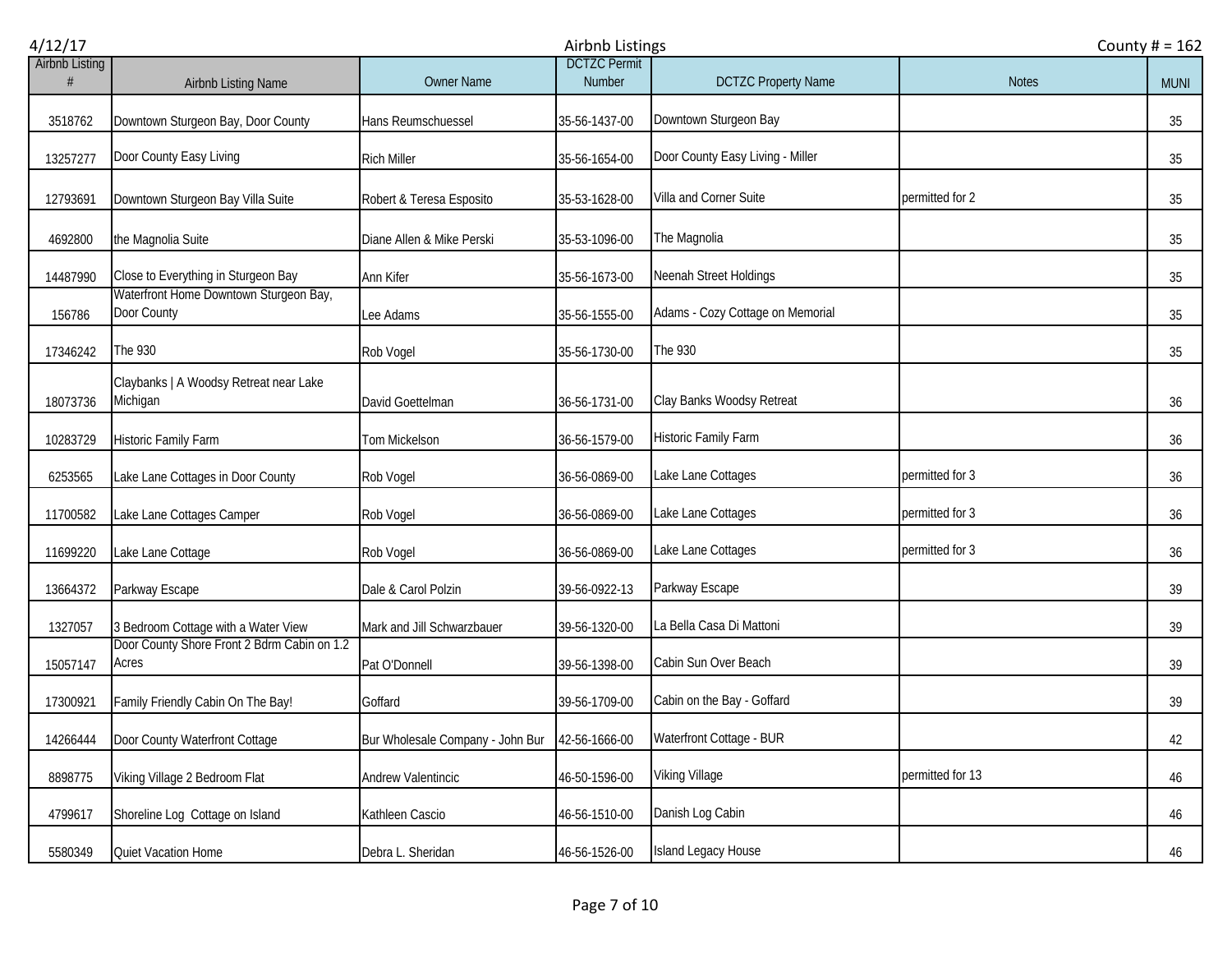| Airbnb Listing # | Airbnb Listing Name | Owner Name | DCTZC Permit Number | DCTZC Property Name | Notes | MUNI |
|---|---|---|---|---|---|---|
| 3518762 | Downtown Sturgeon Bay, Door County | Hans Reumschuessel | 35-56-1437-00 | Downtown Sturgeon Bay | | 35 |
| 13257277 | Door County Easy Living | Rich Miller | 35-56-1654-00 | Door County Easy Living - Miller | | 35 |
| 12793691 | Downtown Sturgeon Bay Villa Suite | Robert & Teresa Esposito | 35-53-1628-00 | Villa and Corner Suite | permitted for 2 | 35 |
| 4692800 | the Magnolia Suite | Diane Allen & Mike Perski | 35-53-1096-00 | The Magnolia | | 35 |
| 14487990 | Close to Everything in Sturgeon Bay | Ann Kifer | 35-56-1673-00 | Neenah Street Holdings | | 35 |
| 156786 | Waterfront Home Downtown Sturgeon Bay, Door County | Lee Adams | 35-56-1555-00 | Adams - Cozy Cottage on Memorial | | 35 |
| 17346242 | The 930 | Rob Vogel | 35-56-1730-00 | The 930 | | 35 |
| 18073736 | Claybanks \| A Woodsy Retreat near Lake Michigan | David Goettelman | 36-56-1731-00 | Clay Banks Woodsy Retreat | | 36 |
| 10283729 | Historic Family Farm | Tom Mickelson | 36-56-1579-00 | Historic Family Farm | | 36 |
| 6253565 | Lake Lane Cottages in Door County | Rob Vogel | 36-56-0869-00 | Lake Lane Cottages | permitted for 3 | 36 |
| 11700582 | Lake Lane Cottages Camper | Rob Vogel | 36-56-0869-00 | Lake Lane Cottages | permitted for 3 | 36 |
| 11699220 | Lake Lane Cottage | Rob Vogel | 36-56-0869-00 | Lake Lane Cottages | permitted for 3 | 36 |
| 13664372 | Parkway Escape | Dale & Carol Polzin | 39-56-0922-13 | Parkway Escape | | 39 |
| 1327057 | 3 Bedroom Cottage with a Water View | Mark and Jill Schwarzbauer | 39-56-1320-00 | La Bella Casa Di Mattoni | | 39 |
| 15057147 | Door County Shore Front 2 Bdrm Cabin on 1.2 Acres | Pat O'Donnell | 39-56-1398-00 | Cabin Sun Over Beach | | 39 |
| 17300921 | Family Friendly Cabin On The Bay! | Goffard | 39-56-1709-00 | Cabin on the Bay - Goffard | | 39 |
| 14266444 | Door County Waterfront Cottage | Bur Wholesale Company - John Bur | 42-56-1666-00 | Waterfront Cottage - BUR | | 42 |
| 8898775 | Viking Village 2 Bedroom Flat | Andrew Valentincic | 46-50-1596-00 | Viking Village | permitted for 13 | 46 |
| 4799617 | Shoreline Log Cottage on Island | Kathleen Cascio | 46-56-1510-00 | Danish Log Cabin | | 46 |
| 5580349 | Quiet Vacation Home | Debra L. Sheridan | 46-56-1526-00 | Island Legacy House | | 46 |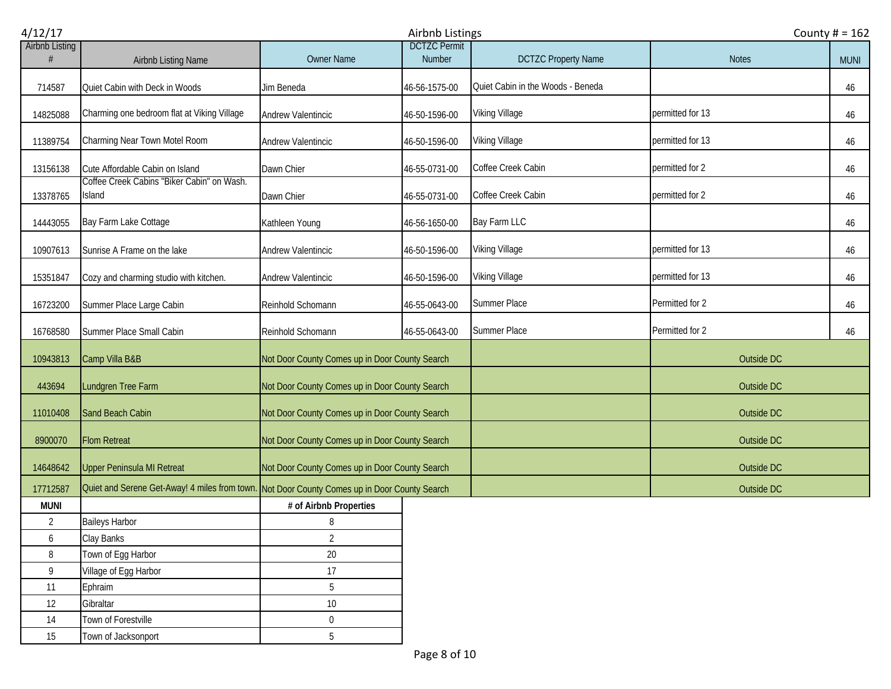| Airbnb Listing # | Airbnb Listing Name | Owner Name | DCTZC Permit Number | DCTZC Property Name | Notes | MUNI |
|---|---|---|---|---|---|---|
| 714587 | Quiet Cabin with Deck in Woods | Jim Beneda | 46-56-1575-00 | Quiet Cabin in the Woods - Beneda | | 46 |
| 14825088 | Charming one bedroom flat at Viking Village | Andrew Valentincic | 46-50-1596-00 | Viking Village | permitted for 13 | 46 |
| 11389754 | Charming Near Town Motel Room | Andrew Valentincic | 46-50-1596-00 | Viking Village | permitted for 13 | 46 |
| 13156138 | Cute Affordable Cabin on Island | Dawn Chier | 46-55-0731-00 | Coffee Creek Cabin | permitted for 2 | 46 |
| 13378765 | Coffee Creek Cabins "Biker Cabin" on Wash. Island | Dawn Chier | 46-55-0731-00 | Coffee Creek Cabin | permitted for 2 | 46 |
| 14443055 | Bay Farm Lake Cottage | Kathleen Young | 46-56-1650-00 | Bay Farm LLC | | 46 |
| 10907613 | Sunrise A Frame on the lake | Andrew Valentincic | 46-50-1596-00 | Viking Village | permitted for 13 | 46 |
| 15351847 | Cozy and charming studio with kitchen. | Andrew Valentincic | 46-50-1596-00 | Viking Village | permitted for 13 | 46 |
| 16723200 | Summer Place Large Cabin | Reinhold Schomann | 46-55-0643-00 | Summer Place | Permitted for 2 | 46 |
| 16768580 | Summer Place Small Cabin | Reinhold Schomann | 46-55-0643-00 | Summer Place | Permitted for 2 | 46 |
| 10943813 | Camp Villa B&B | Not Door County Comes up in Door County Search | | | Outside DC | |
| 443694 | Lundgren Tree Farm | Not Door County Comes up in Door County Search | | | Outside DC | |
| 11010408 | Sand Beach Cabin | Not Door County Comes up in Door County Search | | | Outside DC | |
| 8900070 | Flom Retreat | Not Door County Comes up in Door County Search | | | Outside DC | |
| 14648642 | Upper Peninsula MI Retreat | Not Door County Comes up in Door County Search | | | Outside DC | |
| 17712587 | Quiet and Serene Get-Away! 4 miles from town. | Not Door County Comes up in Door County Search | | | Outside DC | |

| MUNI | | # of Airbnb Properties |
|---|---|---|
| 2 | Baileys Harbor | 8 |
| 6 | Clay Banks | 2 |
| 8 | Town of Egg Harbor | 20 |
| 9 | Village of Egg Harbor | 17 |
| 11 | Ephraim | 5 |
| 12 | Gibraltar | 10 |
| 14 | Town of Forestville | 0 |
| 15 | Town of Jacksonport | 5 |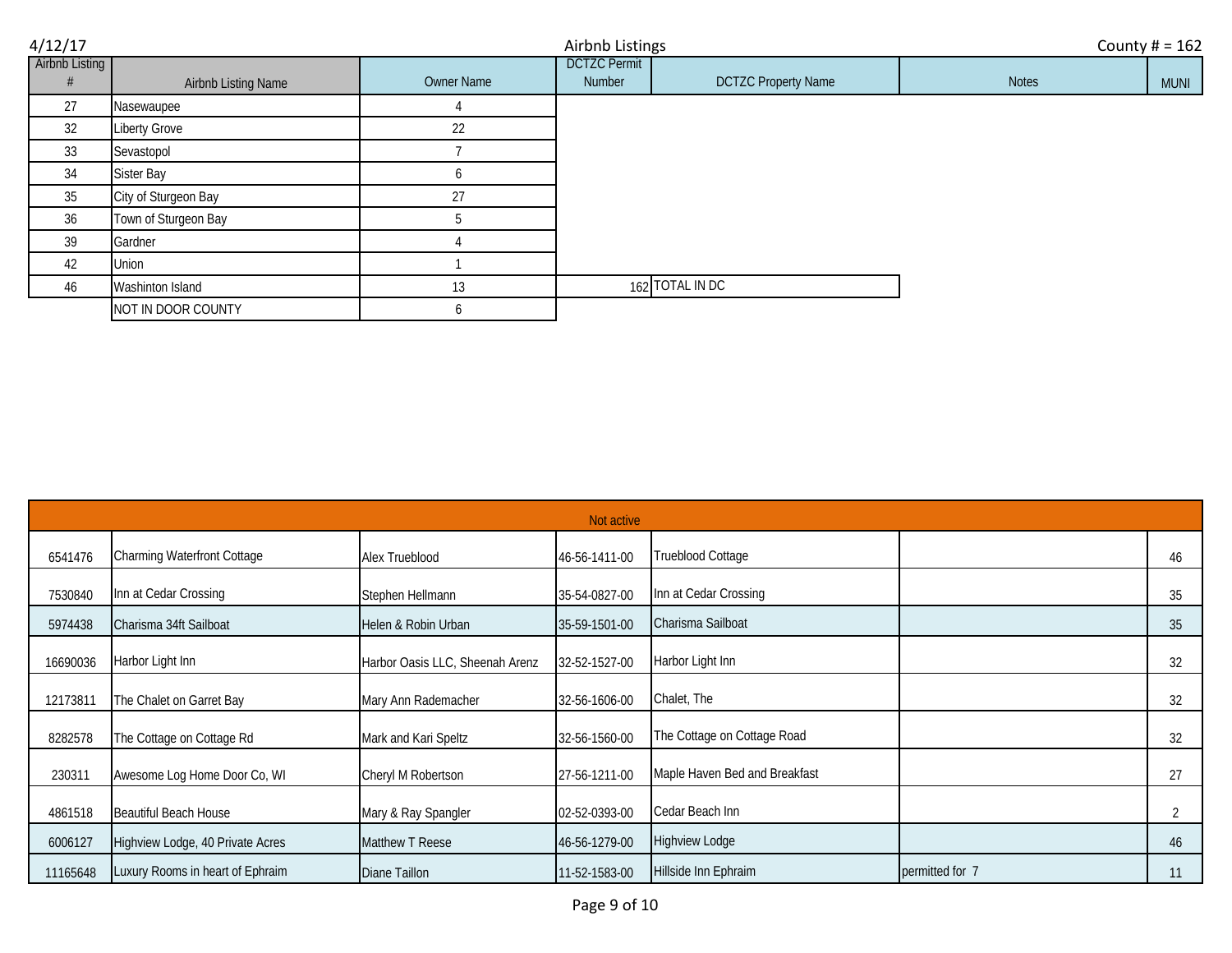4/12/17 Airbnb Listings County # = 162

| Airbnb Listing # | Airbnb Listing Name | Owner Name | DCTZC Permit Number | DCTZC Property Name | Notes | MUNI |
|---|---|---|---|---|---|---|
| 27 | Nasewaupee | 4 | | | | |
| 32 | Liberty Grove | 22 | | | | |
| 33 | Sevastopol | 7 | | | | |
| 34 | Sister Bay | 6 | | | | |
| 35 | City of Sturgeon Bay | 27 | | | | |
| 36 | Town of Sturgeon Bay | 5 | | | | |
| 39 | Gardner | 4 | | | | |
| 42 | Union | 1 | | | | |
| 46 | Washinton Island | 13 | 162 | TOTAL IN DC | | |
| | NOT IN DOOR COUNTY | 6 | | | | |

| Not active | | | | | | |
|---|---|---|---|---|---|---|
| 6541476 | Charming Waterfront Cottage | Alex Trueblood | 46-56-1411-00 | Trueblood Cottage | | 46 |
| 7530840 | Inn at Cedar Crossing | Stephen Hellmann | 35-54-0827-00 | Inn at Cedar Crossing | | 35 |
| 5974438 | Charisma 34ft Sailboat | Helen & Robin Urban | 35-59-1501-00 | Charisma Sailboat | | 35 |
| 16690036 | Harbor Light Inn | Harbor Oasis LLC, Sheenah Arenz | 32-52-1527-00 | Harbor Light Inn | | 32 |
| 12173811 | The Chalet on Garret Bay | Mary Ann Rademacher | 32-56-1606-00 | Chalet, The | | 32 |
| 8282578 | The Cottage on Cottage Rd | Mark and Kari Speltz | 32-56-1560-00 | The Cottage on Cottage Road | | 32 |
| 230311 | Awesome Log Home Door Co, WI | Cheryl M Robertson | 27-56-1211-00 | Maple Haven Bed and Breakfast | | 27 |
| 4861518 | Beautiful Beach House | Mary & Ray Spangler | 02-52-0393-00 | Cedar Beach Inn | | 2 |
| 6006127 | Highview Lodge, 40 Private Acres | Matthew T Reese | 46-56-1279-00 | Highview Lodge | | 46 |
| 11165648 | Luxury Rooms in heart of Ephraim | Diane Taillon | 11-52-1583-00 | Hillside Inn Ephraim | permitted for 7 | 11 |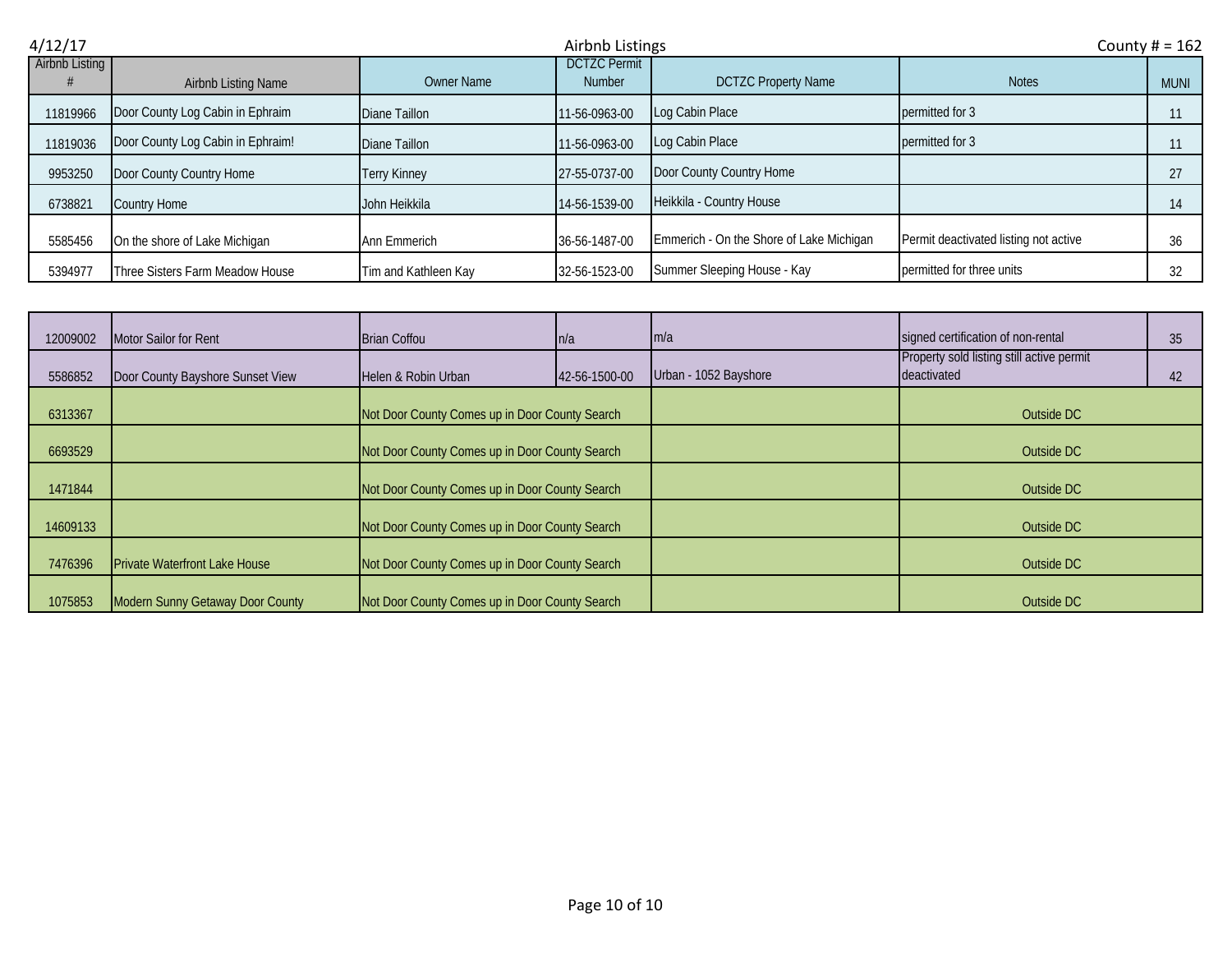4/12/17 Airbnb Listings County # = 162

| Airbnb Listing # | Airbnb Listing Name | Owner Name | DCTZC Permit Number | DCTZC Property Name | Notes | MUNI |
|---|---|---|---|---|---|---|
| 11819966 | Door County Log Cabin in Ephraim | Diane Taillon | 11-56-0963-00 | Log Cabin Place | permitted for 3 | 11 |
| 11819036 | Door County Log Cabin in Ephraim! | Diane Taillon | 11-56-0963-00 | Log Cabin Place | permitted for 3 | 11 |
| 9953250 | Door County Country Home | Terry Kinney | 27-55-0737-00 | Door County Country Home | | 27 |
| 6738821 | Country Home | John Heikkila | 14-56-1539-00 | Heikkila - Country House | | 14 |
| 5585456 | On the shore of Lake Michigan | Ann Emmerich | 36-56-1487-00 | Emmerich - On the Shore of Lake Michigan | Permit deactivated listing not active | 36 |
| 5394977 | Three Sisters Farm Meadow House | Tim and Kathleen Kay | 32-56-1523-00 | Summer Sleeping House - Kay | permitted for three units | 32 |
| 12009002 | Motor Sailor for Rent | Brian Coffou | n/a | m/a | signed certification of non-rental | 35 |
| 5586852 | Door County Bayshore Sunset View | Helen & Robin Urban | 42-56-1500-00 | Urban - 1052 Bayshore | Property sold listing still active permit deactivated | 42 |
| 6313367 | | Not Door County Comes up in Door County Search | | | Outside DC | |
| 6693529 | | Not Door County Comes up in Door County Search | | | Outside DC | |
| 1471844 | | Not Door County Comes up in Door County Search | | | Outside DC | |
| 14609133 | | Not Door County Comes up in Door County Search | | | Outside DC | |
| 7476396 | Private Waterfront Lake House | Not Door County Comes up in Door County Search | | | Outside DC | |
| 1075853 | Modern Sunny Getaway Door County | Not Door County Comes up in Door County Search | | | Outside DC | |